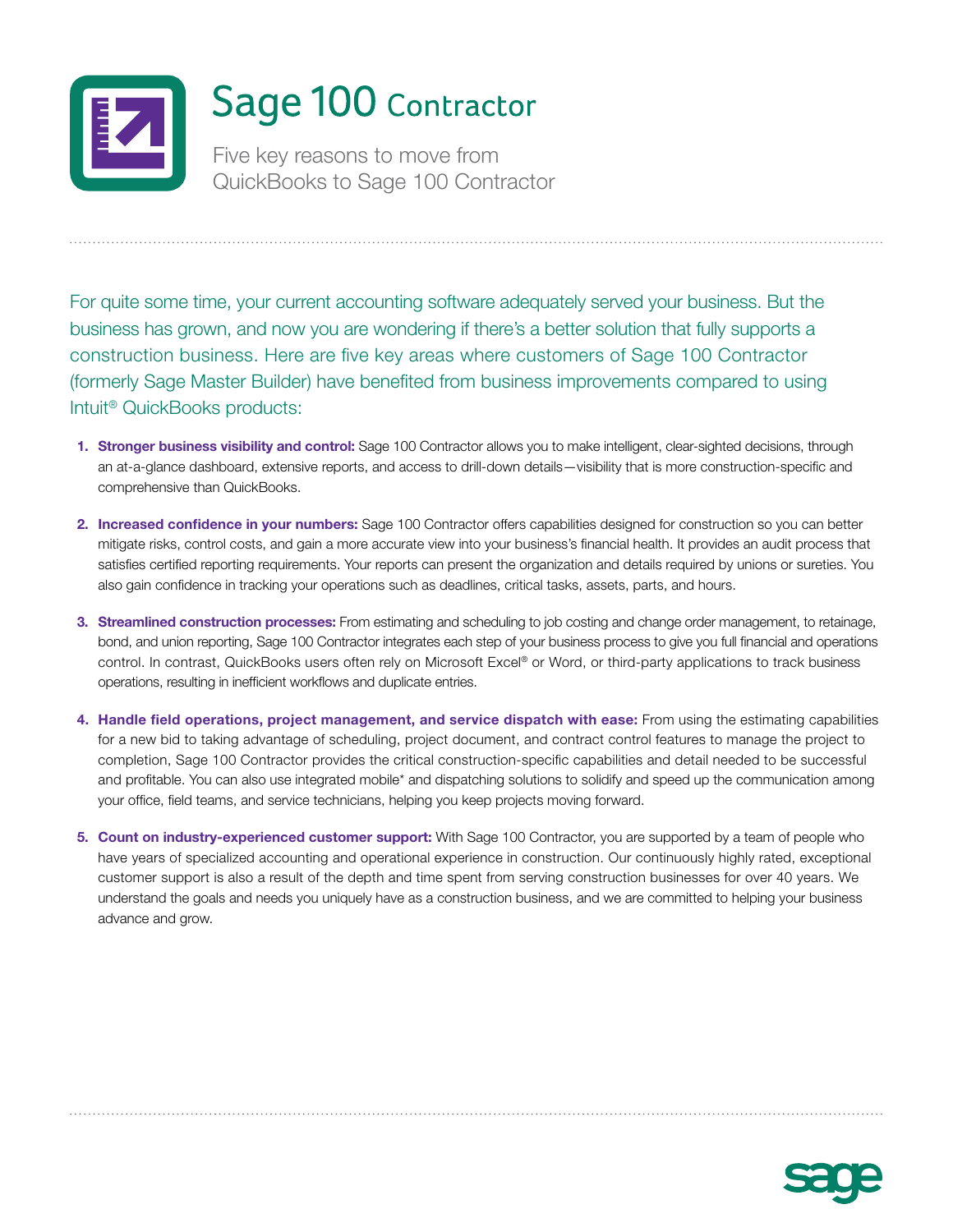# Sage 100 Contractor

Five key reasons to move from QuickBooks to Sage 100 Contractor

For quite some time, your current accounting software adequately served your business. But the business has grown, and now you are wondering if there's a better solution that fully supports a construction business. Here are five key areas where customers of Sage 100 Contractor (formerly Sage Master Builder) have benefited from business improvements compared to using Intuit® QuickBooks products:

1. **Stronger business visibility and control:** Sage 100 Contractor allows you to make intelligent, clear-sighted decisions, through an at-a-glance dashboard, extensive reports, and access to drill-down details—visibility that is more construction-specific and comprehensive than QuickBooks.

2. **Increased confidence in your numbers:** Sage 100 Contractor offers capabilities designed for construction so you can better mitigate risks, control costs, and gain a more accurate view into your business's financial health. It provides an audit process that satisfies certified reporting requirements. Your reports can present the organization and details required by unions or sureties. You also gain confidence in tracking your operations such as deadlines, critical tasks, assets, parts, and hours.

3. **Streamlined construction processes:** From estimating and scheduling to job costing and change order management, to retainage, bond, and union reporting, Sage 100 Contractor integrates each step of your business process to give you full financial and operations control. In contrast, QuickBooks users often rely on Microsoft Excel® or Word, or third-party applications to track business operations, resulting in inefficient workflows and duplicate entries.

4. **Handle field operations, project management, and service dispatch with ease:** From using the estimating capabilities for a new bid to taking advantage of scheduling, project document, and contract control features to manage the project to completion, Sage 100 Contractor provides the critical construction-specific capabilities and detail needed to be successful and profitable. You can also use integrated mobile* and dispatching solutions to solidify and speed up the communication among your office, field teams, and service technicians, helping you keep projects moving forward.

5. **Count on industry-experienced customer support:** With Sage 100 Contractor, you are supported by a team of people who have years of specialized accounting and operational experience in construction. Our continuously highly rated, exceptional customer support is also a result of the depth and time spent from serving construction businesses for over 40 years. We understand the goals and needs you uniquely have as a construction business, and we are committed to helping your business advance and grow.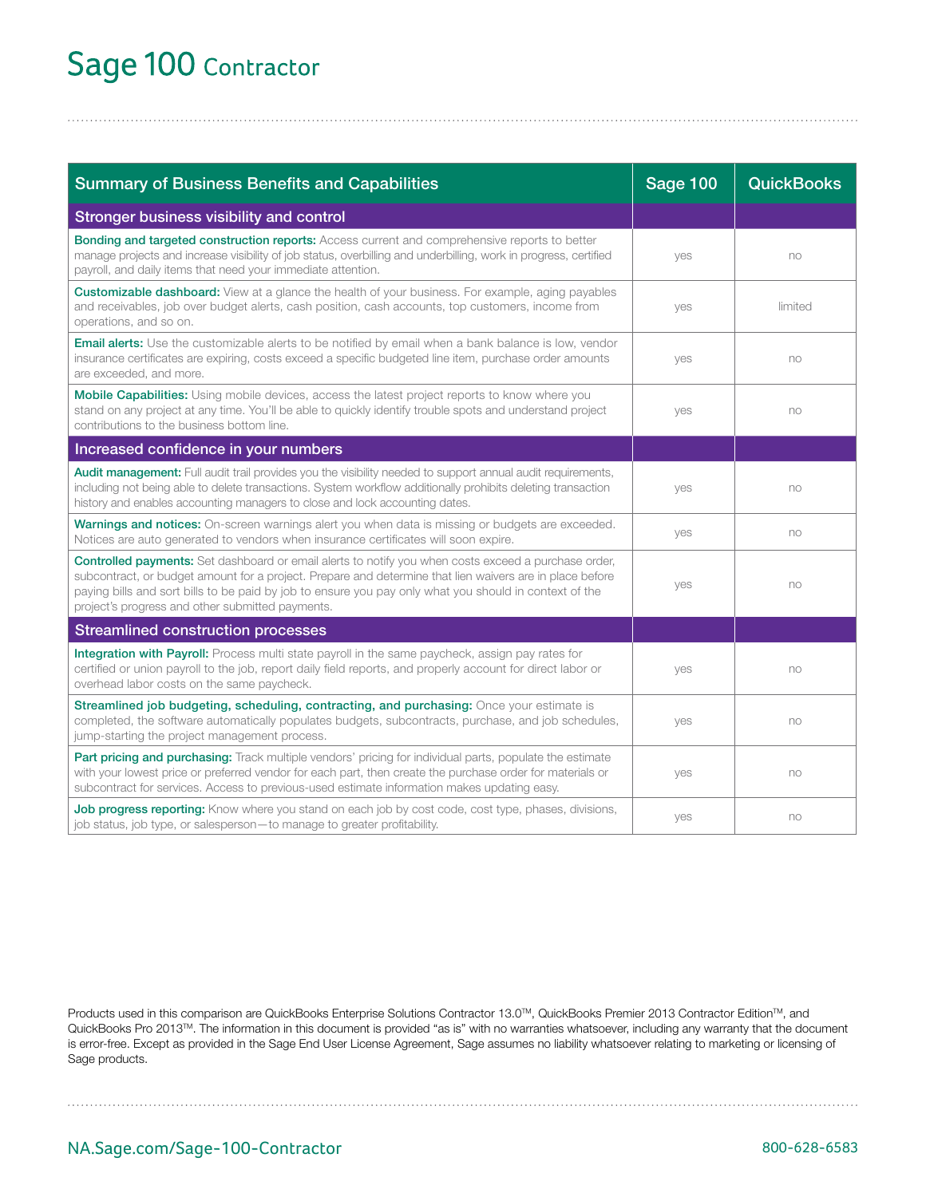# Sage 100 Contractor

| Summary of Business Benefits and Capabilities | Sage 100 | QuickBooks |
|---|---|---|
| **Stronger business visibility and control** | | |
| **Bonding and targeted construction reports:** Access current and comprehensive reports to better manage projects and increase visibility of job status, overbilling and underbilling, work in progress, certified payroll, and daily items that need your immediate attention. | yes | no |
| **Customizable dashboard:** View at a glance the health of your business. For example, aging payables and receivables, job over budget alerts, cash position, cash accounts, top customers, income from operations, and so on. | yes | limited |
| **Email alerts:** Use the customizable alerts to be notified by email when a bank balance is low, vendor insurance certificates are expiring, costs exceed a specific budgeted line item, purchase order amounts are exceeded, and more. | yes | no |
| **Mobile Capabilities:** Using mobile devices, access the latest project reports to know where you stand on any project at any time. You'll be able to quickly identify trouble spots and understand project contributions to the business bottom line. | yes | no |
| **Increased confidence in your numbers** | | |
| **Audit management:** Full audit trail provides you the visibility needed to support annual audit requirements, including not being able to delete transactions. System workflow additionally prohibits deleting transaction history and enables accounting managers to close and lock accounting dates. | yes | no |
| **Warnings and notices:** On-screen warnings alert you when data is missing or budgets are exceeded. Notices are auto generated to vendors when insurance certificates will soon expire. | yes | no |
| **Controlled payments:** Set dashboard or email alerts to notify you when costs exceed a purchase order, subcontract, or budget amount for a project. Prepare and determine that lien waivers are in place before paying bills and sort bills to be paid by job to ensure you pay only what you should in context of the project's progress and other submitted payments. | yes | no |
| **Streamlined construction processes** | | |
| **Integration with Payroll:** Process multi state payroll in the same paycheck, assign pay rates for certified or union payroll to the job, report daily field reports, and properly account for direct labor or overhead labor costs on the same paycheck. | yes | no |
| **Streamlined job budgeting, scheduling, contracting, and purchasing:** Once your estimate is completed, the software automatically populates budgets, subcontracts, purchase, and job schedules, jump-starting the project management process. | yes | no |
| **Part pricing and purchasing:** Track multiple vendors' pricing for individual parts, populate the estimate with your lowest price or preferred vendor for each part, then create the purchase order for materials or subcontract for services. Access to previous-used estimate information makes updating easy. | yes | no |
| **Job progress reporting:** Know where you stand on each job by cost code, cost type, phases, divisions, job status, job type, or salesperson—to manage to greater profitability. | yes | no |

Products used in this comparison are QuickBooks Enterprise Solutions Contractor 13.0™, QuickBooks Premier 2013 Contractor Edition™, and QuickBooks Pro 2013™. The information in this document is provided "as is" with no warranties whatsoever, including any warranty that the document is error-free. Except as provided in the Sage End User License Agreement, Sage assumes no liability whatsoever relating to marketing or licensing of Sage products.

NA.Sage.com/Sage-100-Contractor 800-628-6583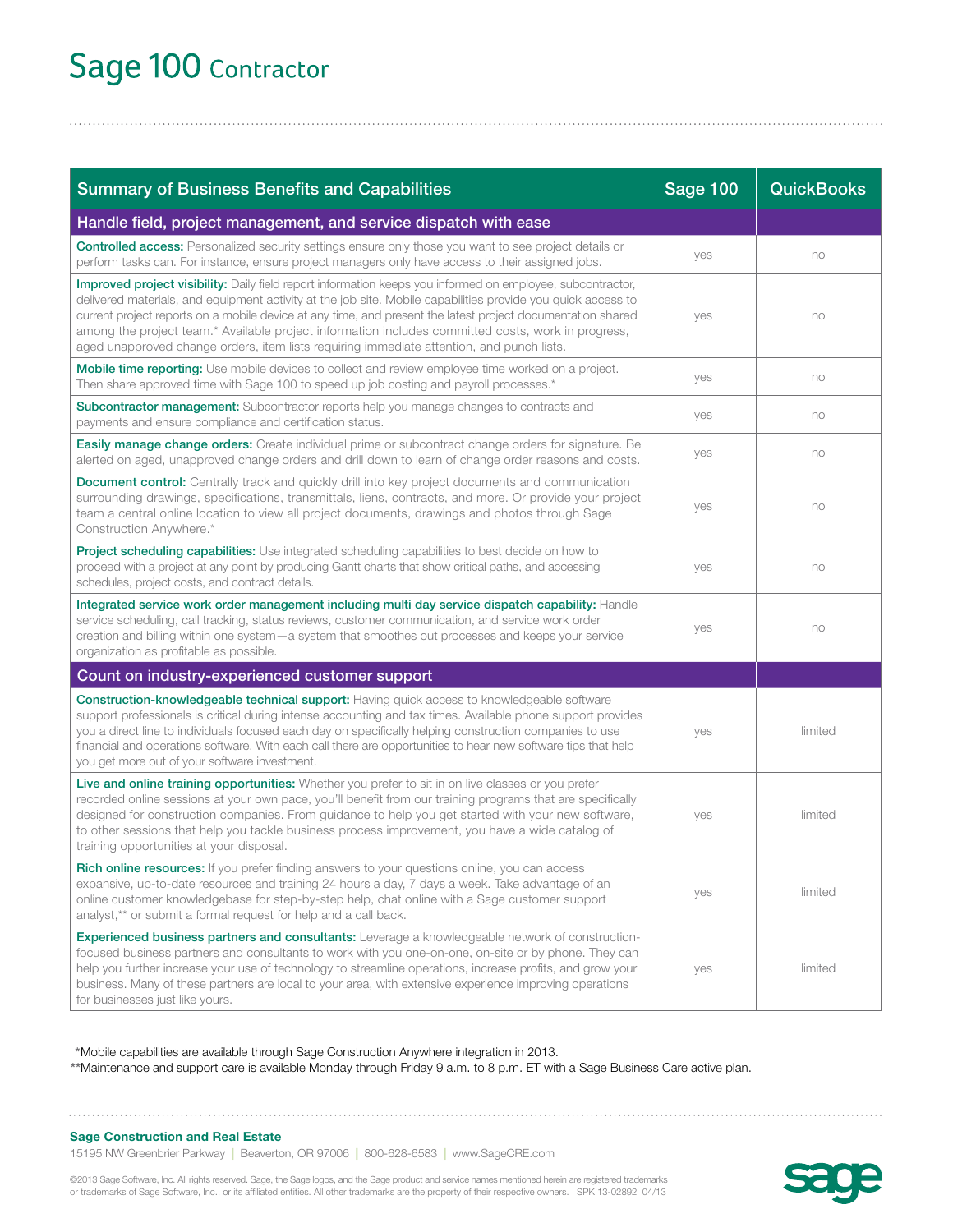# Sage 100 Contractor

| Summary of Business Benefits and Capabilities | Sage 100 | QuickBooks |
|---|---|---|
| **Handle field, project management, and service dispatch with ease** | | |
| **Controlled access:** Personalized security settings ensure only those you want to see project details or perform tasks can. For instance, ensure project managers only have access to their assigned jobs. | yes | no |
| **Improved project visibility:** Daily field report information keeps you informed on employee, subcontractor, delivered materials, and equipment activity at the job site. Mobile capabilities provide you quick access to current project reports on a mobile device at any time, and present the latest project documentation shared among the project team.* Available project information includes committed costs, work in progress, aged unapproved change orders, item lists requiring immediate attention, and punch lists. | yes | no |
| **Mobile time reporting:** Use mobile devices to collect and review employee time worked on a project. Then share approved time with Sage 100 to speed up job costing and payroll processes.* | yes | no |
| **Subcontractor management:** Subcontractor reports help you manage changes to contracts and payments and ensure compliance and certification status. | yes | no |
| **Easily manage change orders:** Create individual prime or subcontract change orders for signature. Be alerted on aged, unapproved change orders and drill down to learn of change order reasons and costs. | yes | no |
| **Document control:** Centrally track and quickly drill into key project documents and communication surrounding drawings, specifications, transmittals, liens, contracts, and more. Or provide your project team a central online location to view all project documents, drawings and photos through Sage Construction Anywhere.* | yes | no |
| **Project scheduling capabilities:** Use integrated scheduling capabilities to best decide on how to proceed with a project at any point by producing Gantt charts that show critical paths, and accessing schedules, project costs, and contract details. | yes | no |
| **Integrated service work order management including multi day service dispatch capability:** Handle service scheduling, call tracking, status reviews, customer communication, and service work order creation and billing within one system—a system that smoothes out processes and keeps your service organization as profitable as possible. | yes | no |
| **Count on industry-experienced customer support** | | |
| **Construction-knowledgeable technical support:** Having quick access to knowledgeable software support professionals is critical during intense accounting and tax times. Available phone support provides you a direct line to individuals focused each day on specifically helping construction companies to use financial and operations software. With each call there are opportunities to hear new software tips that help you get more out of your software investment. | yes | limited |
| **Live and online training opportunities:** Whether you prefer to sit in on live classes or you prefer recorded online sessions at your own pace, you'll benefit from our training programs that are specifically designed for construction companies. From guidance to help you get started with your new software, to other sessions that help you tackle business process improvement, you have a wide catalog of training opportunities at your disposal. | yes | limited |
| **Rich online resources:** If you prefer finding answers to your questions online, you can access expansive, up-to-date resources and training 24 hours a day, 7 days a week. Take advantage of an online customer knowledgebase for step-by-step help, chat online with a Sage customer support analyst,** or submit a formal request for help and a call back. | yes | limited |
| **Experienced business partners and consultants:** Leverage a knowledgeable network of construction-focused business partners and consultants to work with you one-on-one, on-site or by phone. They can help you further increase your use of technology to streamline operations, increase profits, and grow your business. Many of these partners are local to your area, with extensive experience improving operations for businesses just like yours. | yes | limited |

*Mobile capabilities are available through Sage Construction Anywhere integration in 2013.
**Maintenance and support care is available Monday through Friday 9 a.m. to 8 p.m. ET with a Sage Business Care active plan.

**Sage Construction and Real Estate**
15195 NW Greenbrier Parkway | Beaverton, OR 97006 | 800-628-6583 | www.SageCRE.com

©2013 Sage Software, Inc. All rights reserved. Sage, the Sage logos, and the Sage product and service names mentioned herein are registered trademarks or trademarks of Sage Software, Inc., or its affiliated entities. All other trademarks are the property of their respective owners. SPK 13-02892 04/13